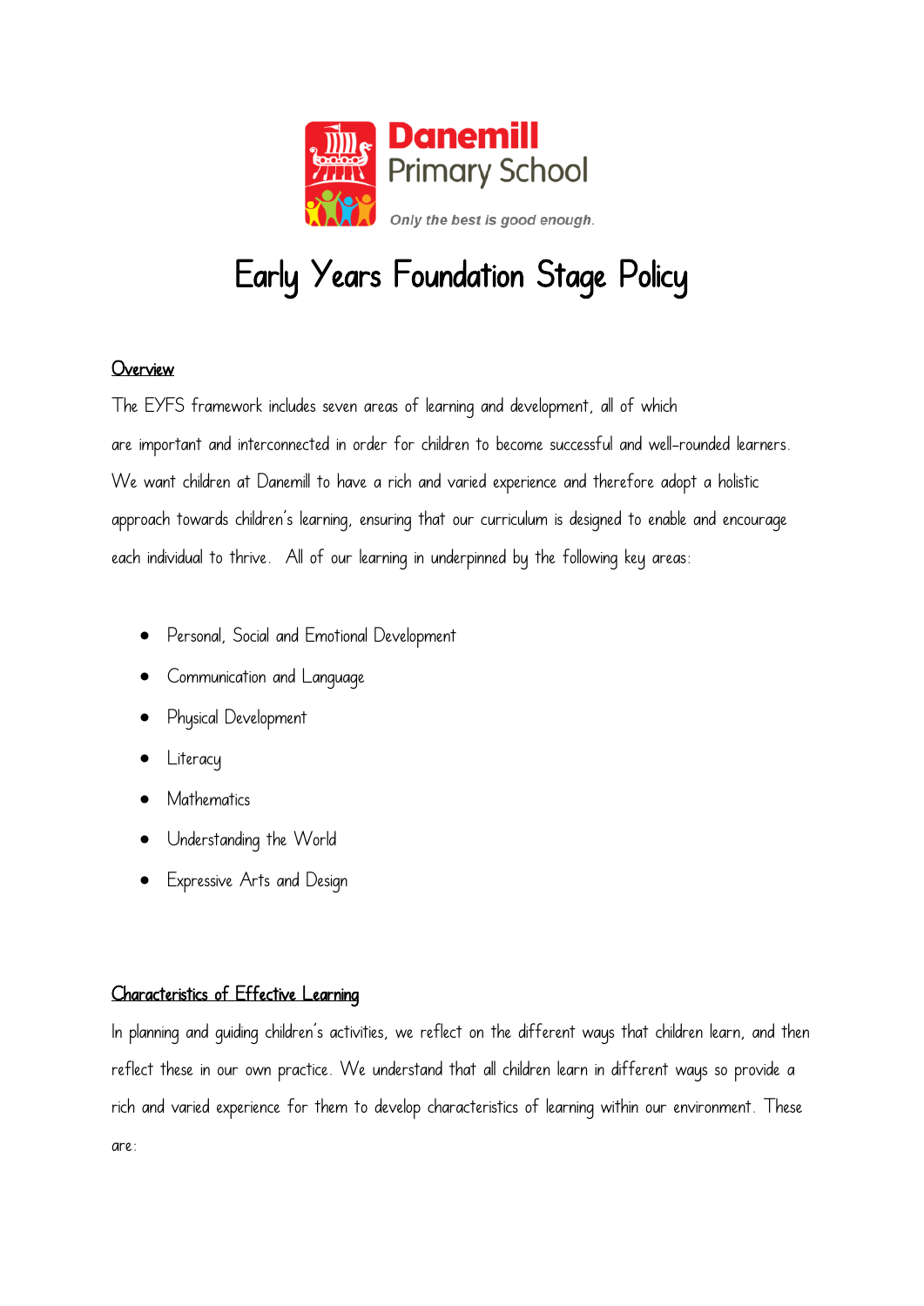Danemill Primary School

*Only the best is good enough.*

# Early Years Foundation Stage Policy

## Overview

The EYFS framework includes seven areas of learning and development, all of which are important and interconnected in order for children to become successful and well-rounded learners. We want children at Danemill to have a rich and varied experience and therefore adopt a holistic approach towards children's learning, ensuring that our curriculum is designed to enable and encourage each individual to thrive. All of our learning in underpinned by the following key areas:

- Personal, Social and Emotional Development
- Communication and Language
- Physical Development
- Literacy
- Mathematics
- Understanding the World
- Expressive Arts and Design

## Characteristics of Effective Learning

In planning and guiding children's activities, we reflect on the different ways that children learn, and then reflect these in our own practice. We understand that all children learn in different ways so provide a rich and varied experience for them to develop characteristics of learning within our environment. These are: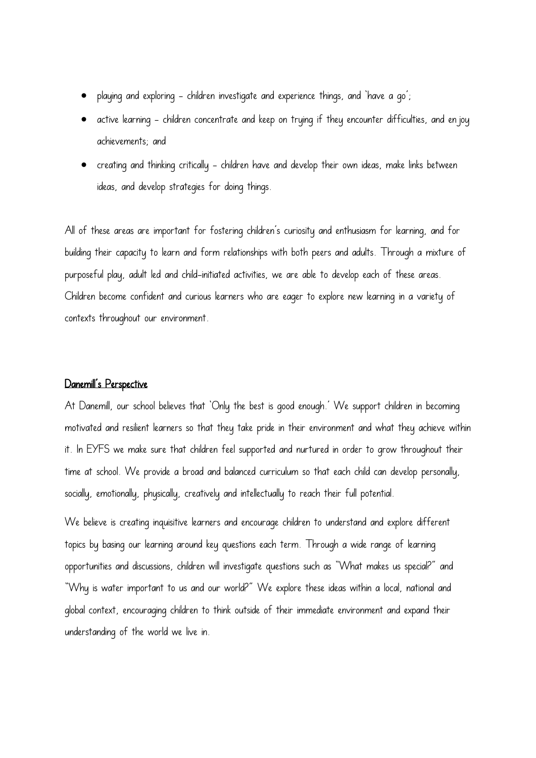- playing and exploring – children investigate and experience things, and 'have a go';
- active learning – children concentrate and keep on trying if they encounter difficulties, and enjoy achievements; and
- creating and thinking critically – children have and develop their own ideas, make links between ideas, and develop strategies for doing things.

All of these areas are important for fostering children's curiosity and enthusiasm for learning, and for building their capacity to learn and form relationships with both peers and adults. Through a mixture of purposeful play, adult led and child-initiated activities, we are able to develop each of these areas. Children become confident and curious learners who are eager to explore new learning in a variety of contexts throughout our environment.

## Danemill's Perspective

At Danemill, our school believes that 'Only the best is good enough.' We support children in becoming motivated and resilient learners so that they take pride in their environment and what they achieve within it. In EYFS we make sure that children feel supported and nurtured in order to grow throughout their time at school. We provide a broad and balanced curriculum so that each child can develop personally, socially, emotionally, physically, creatively and intellectually to reach their full potential.

We believe is creating inquisitive learners and encourage children to understand and explore different topics by basing our learning around key questions each term. Through a wide range of learning opportunities and discussions, children will investigate questions such as "What makes us special?" and "Why is water important to us and our world?" We explore these ideas within a local, national and global context, encouraging children to think outside of their immediate environment and expand their understanding of the world we live in.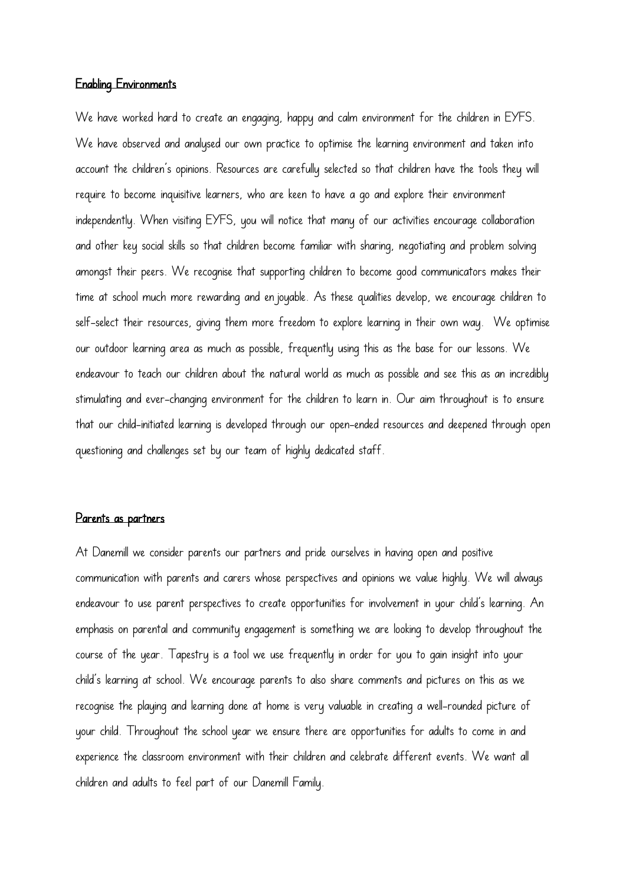## Enabling Environments

We have worked hard to create an engaging, happy and calm environment for the children in EYFS. We have observed and analysed our own practice to optimise the learning environment and taken into account the children's opinions. Resources are carefully selected so that children have the tools they will require to become inquisitive learners, who are keen to have a go and explore their environment independently. When visiting EYFS, you will notice that many of our activities encourage collaboration and other key social skills so that children become familiar with sharing, negotiating and problem solving amongst their peers. We recognise that supporting children to become good communicators makes their time at school much more rewarding and enjoyable. As these qualities develop, we encourage children to self-select their resources, giving them more freedom to explore learning in their own way. We optimise our outdoor learning area as much as possible, frequently using this as the base for our lessons. We endeavour to teach our children about the natural world as much as possible and see this as an incredibly stimulating and ever-changing environment for the children to learn in. Our aim throughout is to ensure that our child-initiated learning is developed through our open-ended resources and deepened through open questioning and challenges set by our team of highly dedicated staff.

## Parents as partners

At Danemill we consider parents our partners and pride ourselves in having open and positive communication with parents and carers whose perspectives and opinions we value highly. We will always endeavour to use parent perspectives to create opportunities for involvement in your child's learning. An emphasis on parental and community engagement is something we are looking to develop throughout the course of the year. Tapestry is a tool we use frequently in order for you to gain insight into your child's learning at school. We encourage parents to also share comments and pictures on this as we recognise the playing and learning done at home is very valuable in creating a well-rounded picture of your child. Throughout the school year we ensure there are opportunities for adults to come in and experience the classroom environment with their children and celebrate different events. We want all children and adults to feel part of our Danemill Family.